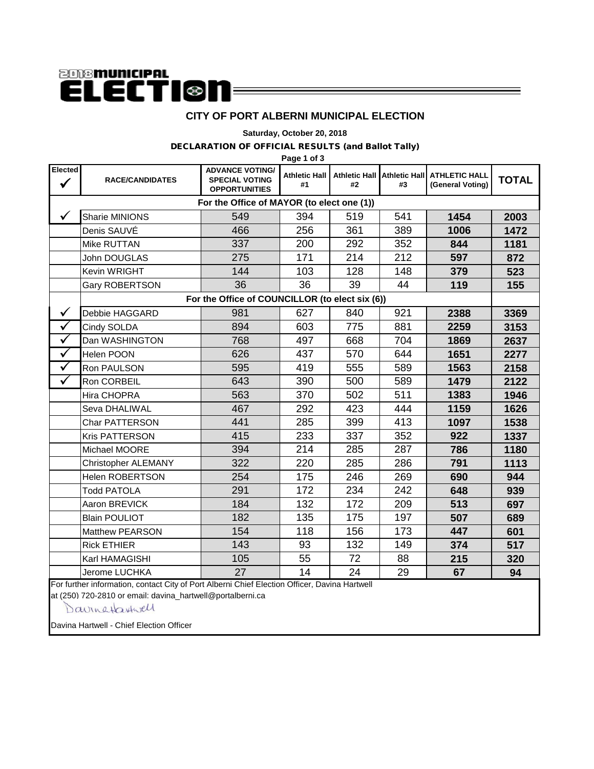2018 MUNICIPAL ELECTION

## CITY OF PORT ALBERNI MUNICIPAL ELECTION

**Saturday, October 20, 2018**

**DECLARATION OF OFFICIAL RESULTS (and Ballot Tally)**

| Elected ✓ | RACE/CANDIDATES | ADVANCE VOTING/ SPECIAL VOTING OPPORTUNITIES | Athletic Hall #1 | Athletic Hall #2 | Athletic Hall #3 | ATHLETIC HALL (General Voting) | TOTAL |
|---|---|---|---|---|---|---|---|
| | **For the Office of MAYOR (to elect one (1))** | | | | | | |
| ✓ | Sharie MINIONS | 549 | 394 | 519 | 541 | **1454** | **2003** |
| | Denis SAUVÉ | 466 | 256 | 361 | 389 | **1006** | **1472** |
| | Mike RUTTAN | 337 | 200 | 292 | 352 | **844** | **1181** |
| | John DOUGLAS | 275 | 171 | 214 | 212 | **597** | **872** |
| | Kevin WRIGHT | 144 | 103 | 128 | 148 | **379** | **523** |
| | Gary ROBERTSON | 36 | 36 | 39 | 44 | **119** | **155** |
| | **For the Office of COUNCILLOR (to elect six (6))** | | | | | | |
| ✓ | Debbie HAGGARD | 981 | 627 | 840 | 921 | **2388** | **3369** |
| ✓ | Cindy SOLDA | 894 | 603 | 775 | 881 | **2259** | **3153** |
| ✓ | Dan WASHINGTON | 768 | 497 | 668 | 704 | **1869** | **2637** |
| ✓ | Helen POON | 626 | 437 | 570 | 644 | **1651** | **2277** |
| ✓ | Ron PAULSON | 595 | 419 | 555 | 589 | **1563** | **2158** |
| ✓ | Ron CORBEIL | 643 | 390 | 500 | 589 | **1479** | **2122** |
| | Hira CHOPRA | 563 | 370 | 502 | 511 | **1383** | **1946** |
| | Seva DHALIWAL | 467 | 292 | 423 | 444 | **1159** | **1626** |
| | Char PATTERSON | 441 | 285 | 399 | 413 | **1097** | **1538** |
| | Kris PATTERSON | 415 | 233 | 337 | 352 | **922** | **1337** |
| | Michael MOORE | 394 | 214 | 285 | 287 | **786** | **1180** |
| | Christopher ALEMANY | 322 | 220 | 285 | 286 | **791** | **1113** |
| | Helen ROBERTSON | 254 | 175 | 246 | 269 | **690** | **944** |
| | Todd PATOLA | 291 | 172 | 234 | 242 | **648** | **939** |
| | Aaron BREVICK | 184 | 132 | 172 | 209 | **513** | **697** |
| | Blain POULIOT | 182 | 135 | 175 | 197 | **507** | **689** |
| | Matthew PEARSON | 154 | 118 | 156 | 173 | **447** | **601** |
| | Rick ETHIER | 143 | 93 | 132 | 149 | **374** | **517** |
| | Karl HAMAGISHI | 105 | 55 | 72 | 88 | **215** | **320** |
| | Jerome LUCHKA | 27 | 14 | 24 | 29 | **67** | **94** |

For further information, contact City of Port Alberni Chief Election Officer, Davina Hartwell at (250) 720-2810 or email: davina_hartwell@portalberni.ca

Davina Hartwell

Davina Hartwell - Chief Election Officer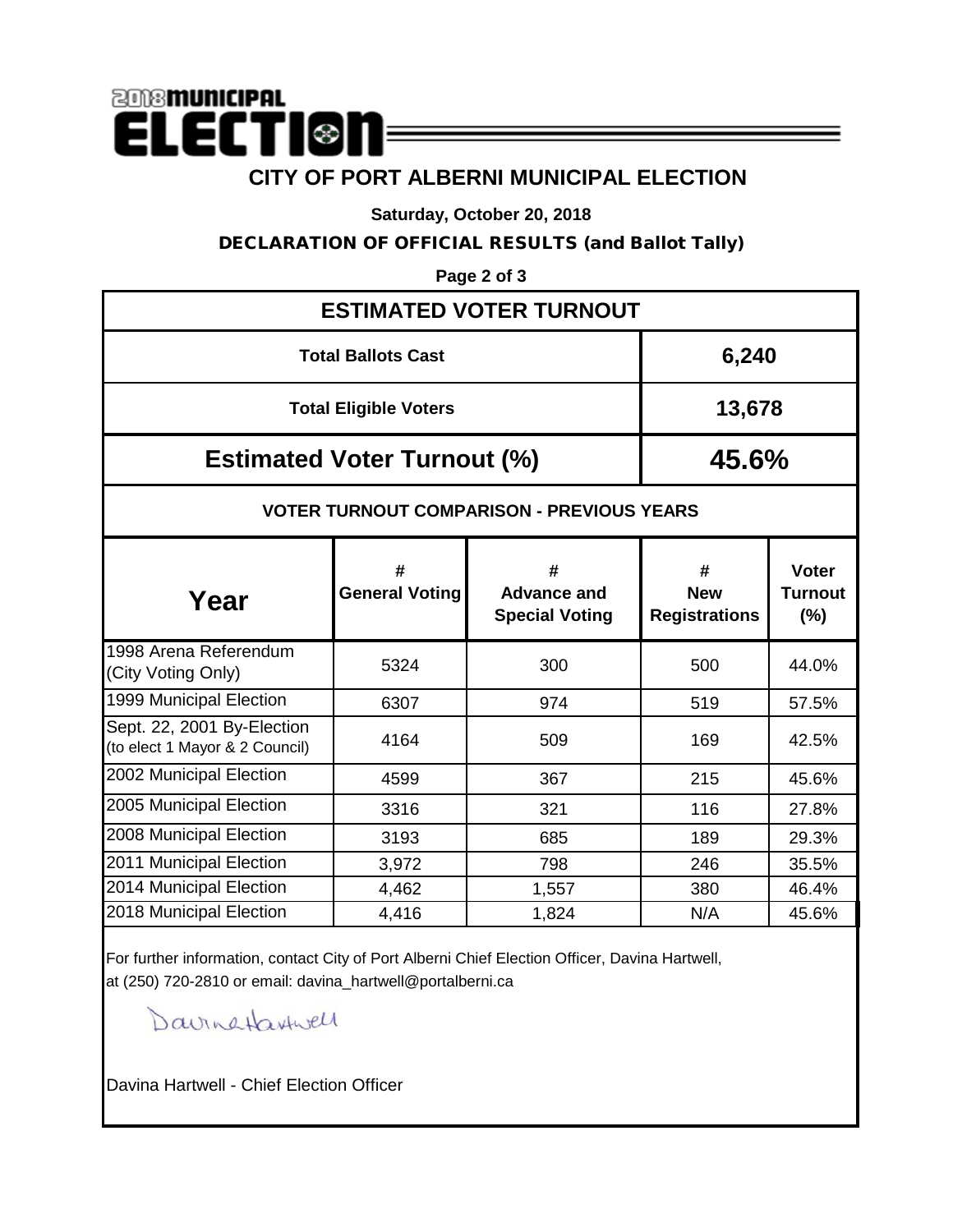# 2018 MUNICIPAL ELECTION

## CITY OF PORT ALBERNI MUNICIPAL ELECTION

**Saturday, October 20, 2018**

**DECLARATION OF OFFICIAL RESULTS (and Ballot Tally)**

**Page 2 of 3**

## ESTIMATED VOTER TURNOUT

| | |
|---|---|
| **Total Ballots Cast** | **6,240** |
| **Total Eligible Voters** | **13,678** |
| **Estimated Voter Turnout (%)** | **45.6%** |

### VOTER TURNOUT COMPARISON - PREVIOUS YEARS

| Year | # General Voting | # Advance and Special Voting | # New Registrations | Voter Turnout (%) |
|---|---|---|---|---|
| 1998 Arena Referendum (City Voting Only) | 5324 | 300 | 500 | 44.0% |
| 1999 Municipal Election | 6307 | 974 | 519 | 57.5% |
| Sept. 22, 2001 By-Election (to elect 1 Mayor & 2 Council) | 4164 | 509 | 169 | 42.5% |
| 2002 Municipal Election | 4599 | 367 | 215 | 45.6% |
| 2005 Municipal Election | 3316 | 321 | 116 | 27.8% |
| 2008 Municipal Election | 3193 | 685 | 189 | 29.3% |
| 2011 Municipal Election | 3,972 | 798 | 246 | 35.5% |
| 2014 Municipal Election | 4,462 | 1,557 | 380 | 46.4% |
| 2018 Municipal Election | 4,416 | 1,824 | N/A | 45.6% |

For further information, contact City of Port Alberni Chief Election Officer, Davina Hartwell, at (250) 720-2810 or email: davina_hartwell@portalberni.ca

Davina Hartwell

Davina Hartwell - Chief Election Officer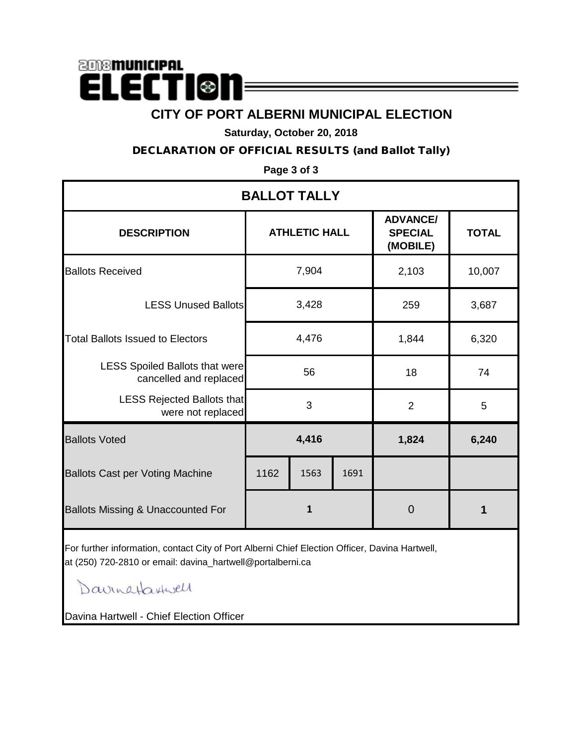# 2018 MUNICIPAL ELECTION

## CITY OF PORT ALBERNI MUNICIPAL ELECTION

**Saturday, October 20, 2018**

**DECLARATION OF OFFICIAL RESULTS (and Ballot Tally)**

**Page 3 of 3**

| BALLOT TALLY | | | | | |
|---|---|---|---|---|---|
| **DESCRIPTION** | **ATHLETIC HALL** | | | **ADVANCE/ SPECIAL (MOBILE)** | **TOTAL** |
| Ballots Received | 7,904 | | | 2,103 | 10,007 |
| LESS Unused Ballots | 3,428 | | | 259 | 3,687 |
| Total Ballots Issued to Electors | 4,476 | | | 1,844 | 6,320 |
| LESS Spoiled Ballots that were cancelled and replaced | 56 | | | 18 | 74 |
| LESS Rejected Ballots that were not replaced | 3 | | | 2 | 5 |
| Ballots Voted | **4,416** | | | **1,824** | **6,240** |
| Ballots Cast per Voting Machine | 1162 | 1563 | 1691 | | |
| Ballots Missing & Unaccounted For | **1** | | | 0 | **1** |

For further information, contact City of Port Alberni Chief Election Officer, Davina Hartwell, at (250) 720-2810 or email: davina_hartwell@portalberni.ca

Davina Hartwell

Davina Hartwell - Chief Election Officer